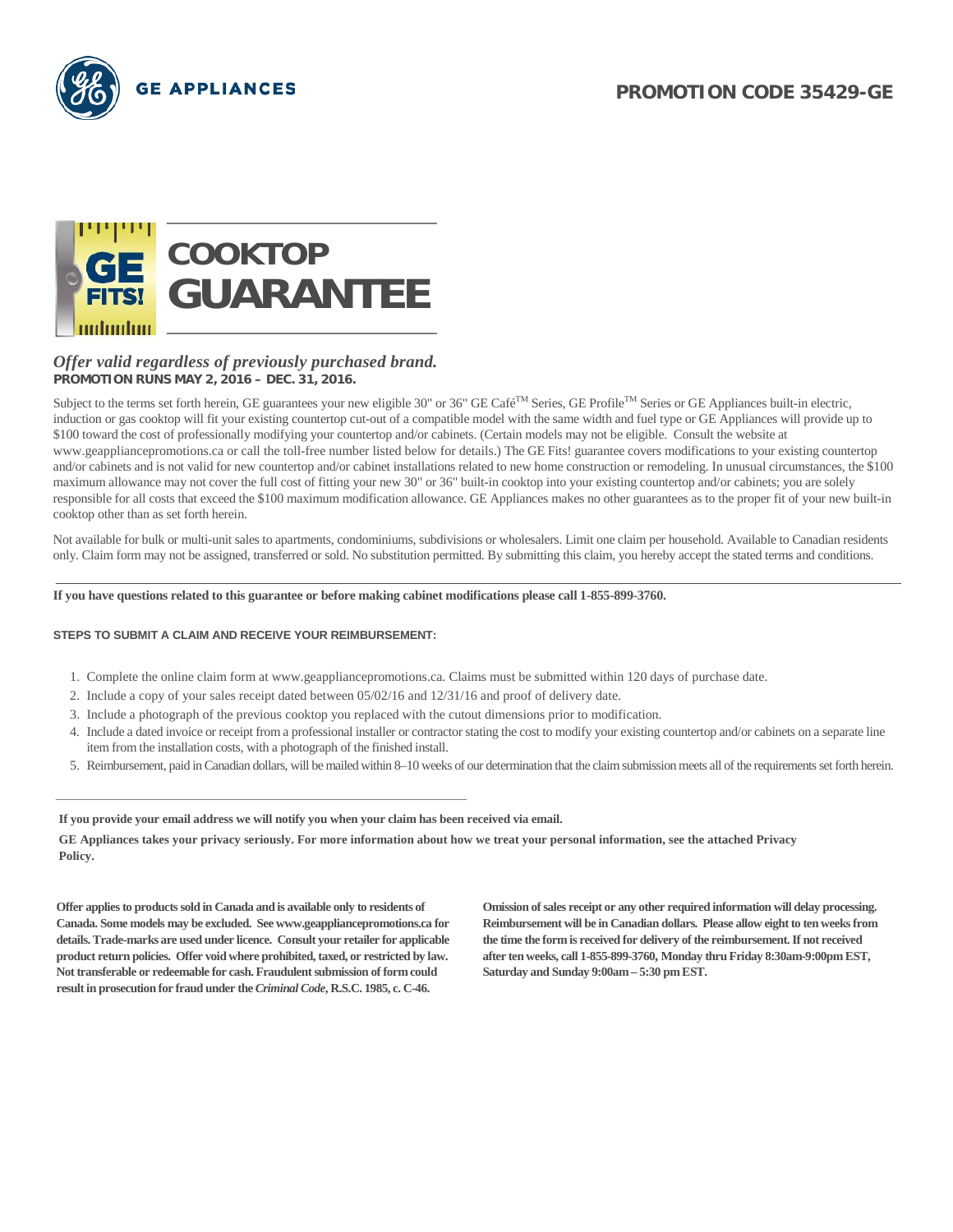GE APPLIANCES

**PROMOTION CODE 35429-GE**

# COOKTOP GUARANTEE

GE FITS!

*Offer valid regardless of previously purchased brand.*
**PROMOTION RUNS MAY 2, 2016 – DEC. 31, 2016.**

Subject to the terms set forth herein, GE guarantees your new eligible 30" or 36" GE Café™ Series, GE Profile™ Series or GE Appliances built-in electric, induction or gas cooktop will fit your existing countertop cut-out of a compatible model with the same width and fuel type or GE Appliances will provide up to $100 toward the cost of professionally modifying your countertop and/or cabinets. (Certain models may not be eligible. Consult the website at www.geappliancepromotions.ca or call the toll-free number listed below for details.) The GE Fits! guarantee covers modifications to your existing countertop and/or cabinets and is not valid for new countertop and/or cabinet installations related to new home construction or remodeling. In unusual circumstances, the $100 maximum allowance may not cover the full cost of fitting your new 30" or 36" built-in cooktop into your existing countertop and/or cabinets; you are solely responsible for all costs that exceed the $100 maximum modification allowance. GE Appliances makes no other guarantees as to the proper fit of your new built-in cooktop other than as set forth herein.

Not available for bulk or multi-unit sales to apartments, condominiums, subdivisions or wholesalers. Limit one claim per household. Available to Canadian residents only. Claim form may not be assigned, transferred or sold. No substitution permitted. By submitting this claim, you hereby accept the stated terms and conditions.

**If you have questions related to this guarantee or before making cabinet modifications please call 1-855-899-3760.**

**STEPS TO SUBMIT A CLAIM AND RECEIVE YOUR REIMBURSEMENT:**

1. Complete the online claim form at www.geappliancepromotions.ca. Claims must be submitted within 120 days of purchase date.
2. Include a copy of your sales receipt dated between 05/02/16 and 12/31/16 and proof of delivery date.
3. Include a photograph of the previous cooktop you replaced with the cutout dimensions prior to modification.
4. Include a dated invoice or receipt from a professional installer or contractor stating the cost to modify your existing countertop and/or cabinets on a separate line item from the installation costs, with a photograph of the finished install.
5. Reimbursement, paid in Canadian dollars, will be mailed within 8–10 weeks of our determination that the claim submission meets all of the requirements set forth herein.

**If you provide your email address we will notify you when your claim has been received via email.**

**GE Appliances takes your privacy seriously. For more information about how we treat your personal information, see the attached Privacy Policy.**

**Offer applies to products sold in Canada and is available only to residents of Canada. Some models may be excluded. See www.geappliancepromotions.ca for details. Trade-marks are used under licence. Consult your retailer for applicable product return policies. Offer void where prohibited, taxed, or restricted by law. Not transferable or redeemable for cash. Fraudulent submission of form could result in prosecution for fraud under the *Criminal Code*, R.S.C. 1985, c. C-46.**

**Omission of sales receipt or any other required information will delay processing. Reimbursement will be in Canadian dollars. Please allow eight to ten weeks from the time the form is received for delivery of the reimbursement. If not received after ten weeks, call 1-855-899-3760, Monday thru Friday 8:30am-9:00pm EST, Saturday and Sunday 9:00am – 5:30 pm EST.**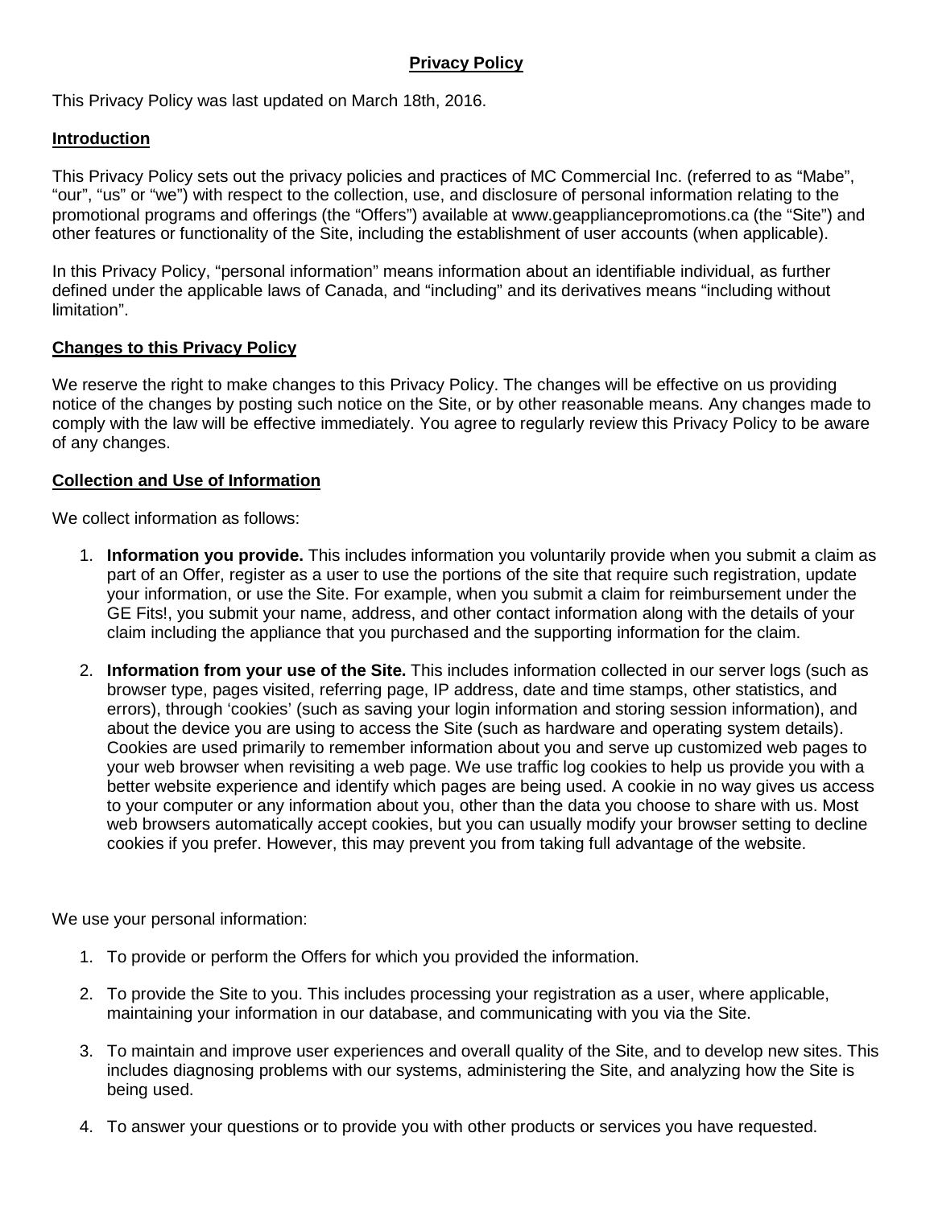# Privacy Policy

This Privacy Policy was last updated on March 18th, 2016.

## Introduction

This Privacy Policy sets out the privacy policies and practices of MC Commercial Inc. (referred to as "Mabe", "our", "us" or "we") with respect to the collection, use, and disclosure of personal information relating to the promotional programs and offerings (the "Offers") available at www.geappliancepromotions.ca (the "Site") and other features or functionality of the Site, including the establishment of user accounts (when applicable).

In this Privacy Policy, "personal information" means information about an identifiable individual, as further defined under the applicable laws of Canada, and "including" and its derivatives means "including without limitation".

## Changes to this Privacy Policy

We reserve the right to make changes to this Privacy Policy. The changes will be effective on us providing notice of the changes by posting such notice on the Site, or by other reasonable means. Any changes made to comply with the law will be effective immediately. You agree to regularly review this Privacy Policy to be aware of any changes.

## Collection and Use of Information

We collect information as follows:

1. **Information you provide.** This includes information you voluntarily provide when you submit a claim as part of an Offer, register as a user to use the portions of the site that require such registration, update your information, or use the Site. For example, when you submit a claim for reimbursement under the GE Fits!, you submit your name, address, and other contact information along with the details of your claim including the appliance that you purchased and the supporting information for the claim.
2. **Information from your use of the Site.** This includes information collected in our server logs (such as browser type, pages visited, referring page, IP address, date and time stamps, other statistics, and errors), through 'cookies' (such as saving your login information and storing session information), and about the device you are using to access the Site (such as hardware and operating system details). Cookies are used primarily to remember information about you and serve up customized web pages to your web browser when revisiting a web page. We use traffic log cookies to help us provide you with a better website experience and identify which pages are being used. A cookie in no way gives us access to your computer or any information about you, other than the data you choose to share with us. Most web browsers automatically accept cookies, but you can usually modify your browser setting to decline cookies if you prefer. However, this may prevent you from taking full advantage of the website.

We use your personal information:

1. To provide or perform the Offers for which you provided the information.
2. To provide the Site to you. This includes processing your registration as a user, where applicable, maintaining your information in our database, and communicating with you via the Site.
3. To maintain and improve user experiences and overall quality of the Site, and to develop new sites. This includes diagnosing problems with our systems, administering the Site, and analyzing how the Site is being used.
4. To answer your questions or to provide you with other products or services you have requested.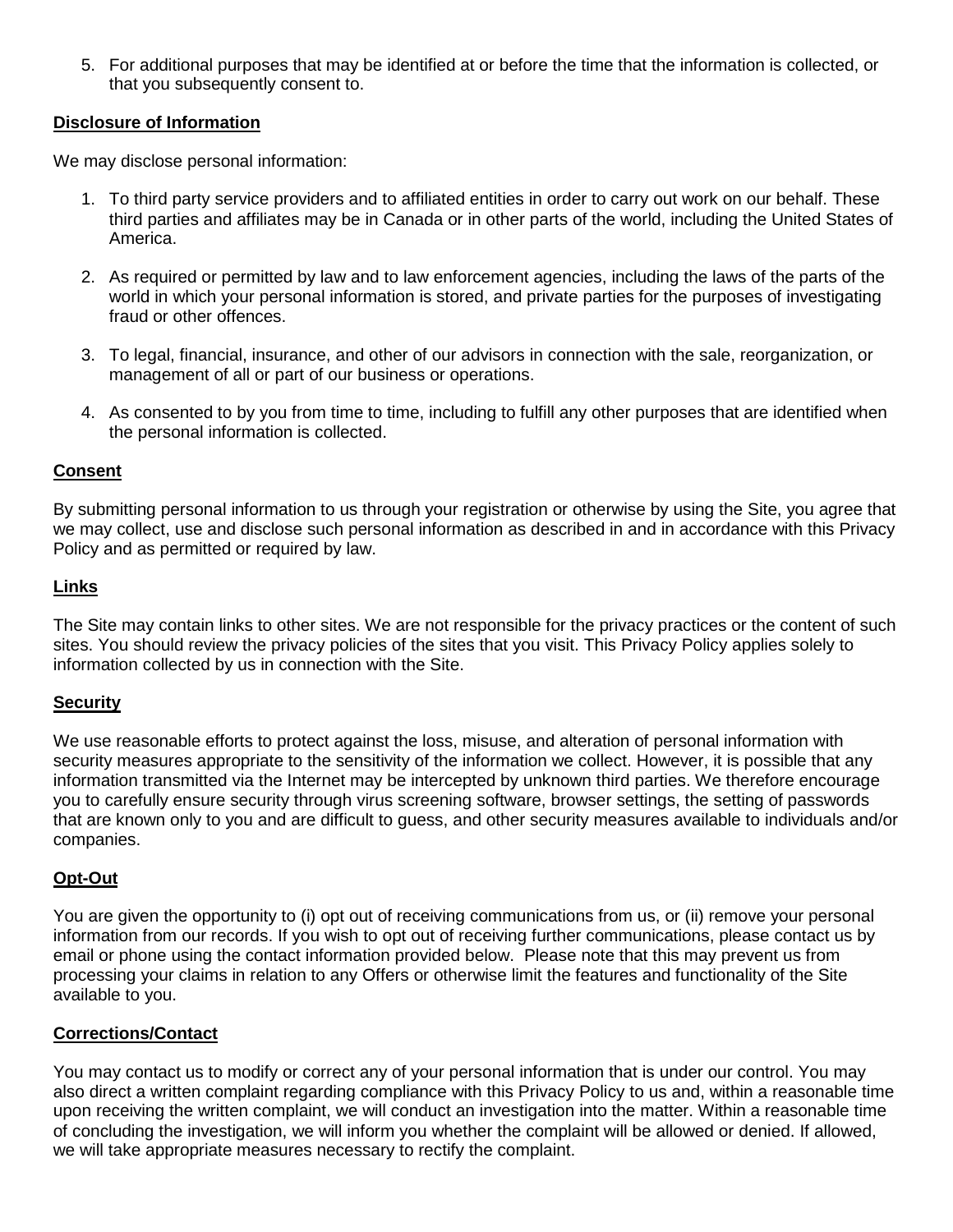5. For additional purposes that may be identified at or before the time that the information is collected, or that you subsequently consent to.

## Disclosure of Information

We may disclose personal information:

1. To third party service providers and to affiliated entities in order to carry out work on our behalf. These third parties and affiliates may be in Canada or in other parts of the world, including the United States of America.

2. As required or permitted by law and to law enforcement agencies, including the laws of the parts of the world in which your personal information is stored, and private parties for the purposes of investigating fraud or other offences.

3. To legal, financial, insurance, and other of our advisors in connection with the sale, reorganization, or management of all or part of our business or operations.

4. As consented to by you from time to time, including to fulfill any other purposes that are identified when the personal information is collected.

## Consent

By submitting personal information to us through your registration or otherwise by using the Site, you agree that we may collect, use and disclose such personal information as described in and in accordance with this Privacy Policy and as permitted or required by law.

## Links

The Site may contain links to other sites. We are not responsible for the privacy practices or the content of such sites. You should review the privacy policies of the sites that you visit. This Privacy Policy applies solely to information collected by us in connection with the Site.

## Security

We use reasonable efforts to protect against the loss, misuse, and alteration of personal information with security measures appropriate to the sensitivity of the information we collect. However, it is possible that any information transmitted via the Internet may be intercepted by unknown third parties. We therefore encourage you to carefully ensure security through virus screening software, browser settings, the setting of passwords that are known only to you and are difficult to guess, and other security measures available to individuals and/or companies.

## Opt-Out

You are given the opportunity to (i) opt out of receiving communications from us, or (ii) remove your personal information from our records. If you wish to opt out of receiving further communications, please contact us by email or phone using the contact information provided below. Please note that this may prevent us from processing your claims in relation to any Offers or otherwise limit the features and functionality of the Site available to you.

## Corrections/Contact

You may contact us to modify or correct any of your personal information that is under our control. You may also direct a written complaint regarding compliance with this Privacy Policy to us and, within a reasonable time upon receiving the written complaint, we will conduct an investigation into the matter. Within a reasonable time of concluding the investigation, we will inform you whether the complaint will be allowed or denied. If allowed, we will take appropriate measures necessary to rectify the complaint.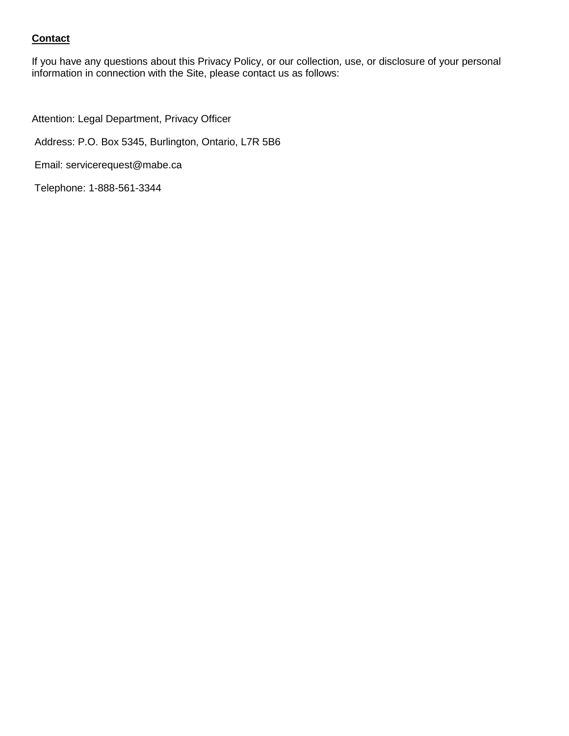**Contact**

If you have any questions about this Privacy Policy, or our collection, use, or disclosure of your personal information in connection with the Site, please contact us as follows:

Attention: Legal Department, Privacy Officer

Address: P.O. Box 5345, Burlington, Ontario, L7R 5B6

Email: servicerequest@mabe.ca

Telephone: 1-888-561-3344